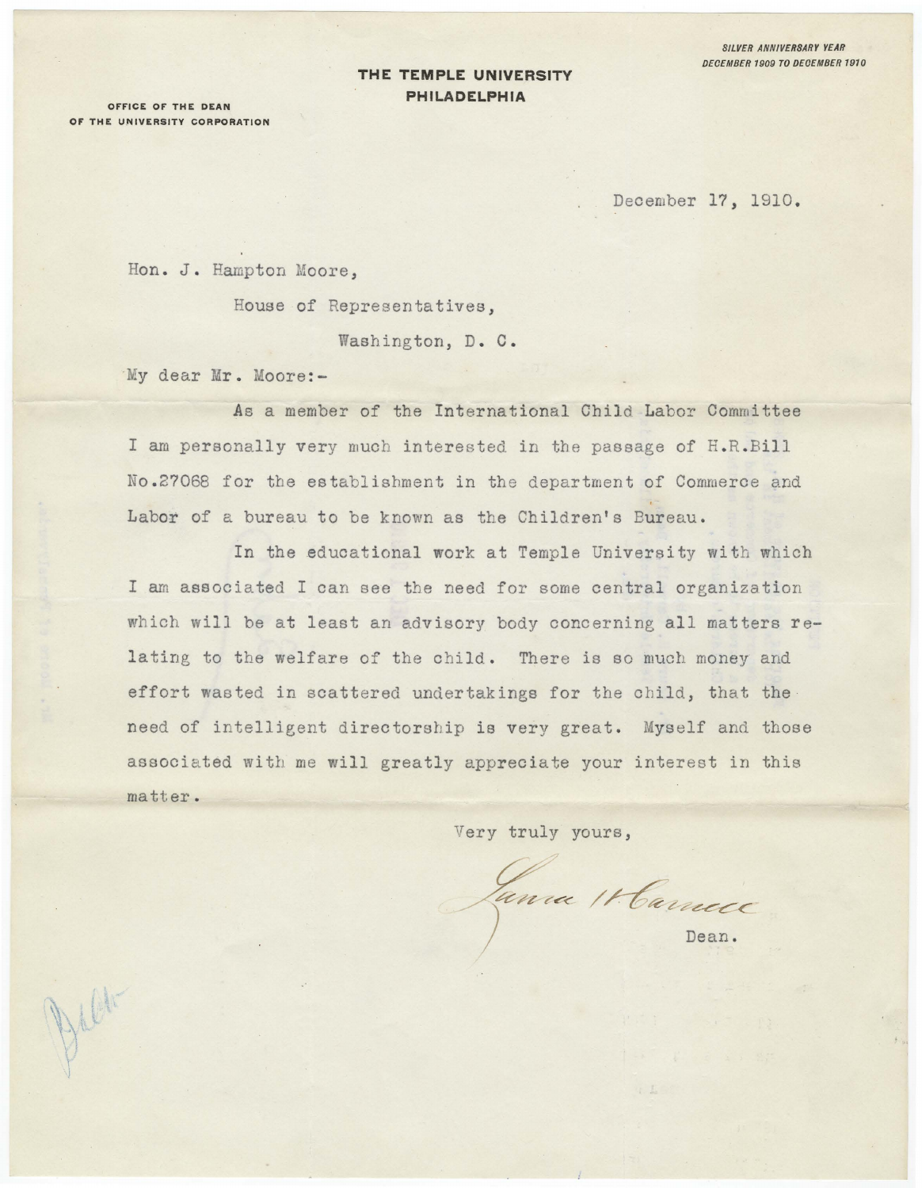SILVER ANNIVERSARY YEAR
DECEMBER 1909 TO DECEMBER 1910

**THE TEMPLE UNIVERSITY**
**PHILADELPHIA**

OFFICE OF THE DEAN
OF THE UNIVERSITY CORPORATION

December 17, 1910.

Hon. J. Hampton Moore,

House of Representatives,

Washington, D. C.

My dear Mr. Moore:-

As a member of the International Child Labor Committee I am personally very much interested in the passage of H.R.Bill No.27068 for the establishment in the department of Commerce and Labor of a bureau to be known as the Children's Bureau.

In the educational work at Temple University with which I am associated I can see the need for some central organization which will be at least an advisory body concerning all matters relating to the welfare of the child. There is so much money and effort wasted in scattered undertakings for the child, that the need of intelligent directorship is very great. Myself and those associated with me will greatly appreciate your interest in this matter.

Very truly yours,

Laura H. Carnell

Dean.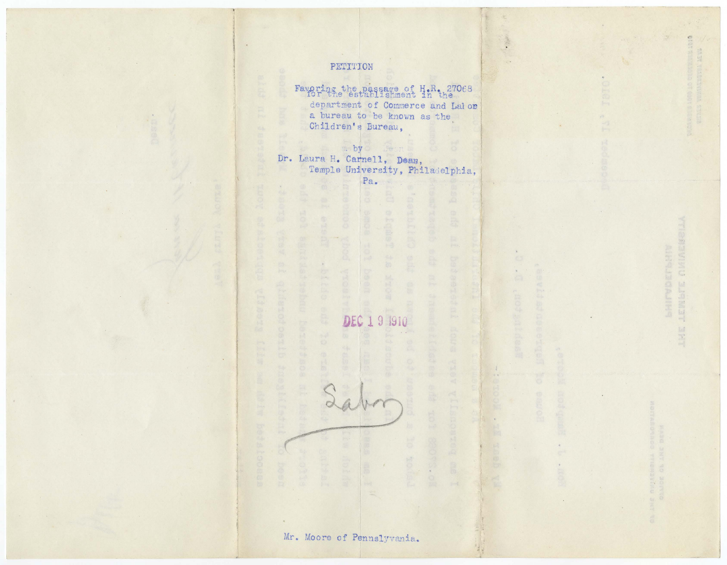PETITION

Favoring the passage of H.R. 27068 for the establishment in the department of Commerce and Labor a bureau to be known as the Children's Bureau,

by
Dr. Laura H. Carnell, Dean,
Temple University, Philadelphia,
Pa.

DEC 19 1910

Labor

Mr. Moore of Pennsylvania.